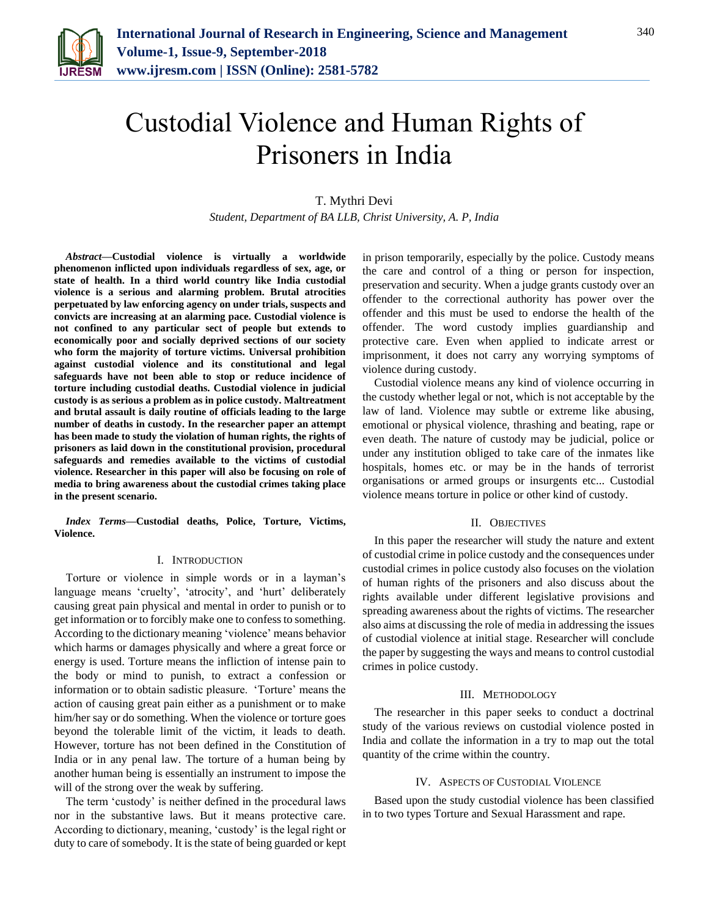# Custodial Violence and Human Rights of Prisoners in India

T. Mythri Devi

*Student, Department of BA LLB, Christ University, A. P, India*

***Abstract*—Custodial violence is virtually a worldwide phenomenon inflicted upon individuals regardless of sex, age, or state of health. In a third world country like India custodial violence is a serious and alarming problem. Brutal atrocities perpetuated by law enforcing agency on under trials, suspects and convicts are increasing at an alarming pace. Custodial violence is not confined to any particular sect of people but extends to economically poor and socially deprived sections of our society who form the majority of torture victims. Universal prohibition against custodial violence and its constitutional and legal safeguards have not been able to stop or reduce incidence of torture including custodial deaths. Custodial violence in judicial custody is as serious a problem as in police custody. Maltreatment and brutal assault is daily routine of officials leading to the large number of deaths in custody. In the researcher paper an attempt has been made to study the violation of human rights, the rights of prisoners as laid down in the constitutional provision, procedural safeguards and remedies available to the victims of custodial violence. Researcher in this paper will also be focusing on role of media to bring awareness about the custodial crimes taking place in the present scenario.**

***Index Terms*—Custodial deaths, Police, Torture, Victims, Violence.**

## I. Introduction

Torture or violence in simple words or in a layman's language means 'cruelty', 'atrocity', and 'hurt' deliberately causing great pain physical and mental in order to punish or to get information or to forcibly make one to confess to something. According to the dictionary meaning 'violence' means behavior which harms or damages physically and where a great force or energy is used. Torture means the infliction of intense pain to the body or mind to punish, to extract a confession or information or to obtain sadistic pleasure. 'Torture' means the action of causing great pain either as a punishment or to make him/her say or do something. When the violence or torture goes beyond the tolerable limit of the victim, it leads to death. However, torture has not been defined in the Constitution of India or in any penal law. The torture of a human being by another human being is essentially an instrument to impose the will of the strong over the weak by suffering.

The term 'custody' is neither defined in the procedural laws nor in the substantive laws. But it means protective care. According to dictionary, meaning, 'custody' is the legal right or duty to care of somebody. It is the state of being guarded or kept in prison temporarily, especially by the police. Custody means the care and control of a thing or person for inspection, preservation and security. When a judge grants custody over an offender to the correctional authority has power over the offender and this must be used to endorse the health of the offender. The word custody implies guardianship and protective care. Even when applied to indicate arrest or imprisonment, it does not carry any worrying symptoms of violence during custody.

Custodial violence means any kind of violence occurring in the custody whether legal or not, which is not acceptable by the law of land. Violence may subtle or extreme like abusing, emotional or physical violence, thrashing and beating, rape or even death. The nature of custody may be judicial, police or under any institution obliged to take care of the inmates like hospitals, homes etc. or may be in the hands of terrorist organisations or armed groups or insurgents etc... Custodial violence means torture in police or other kind of custody.

## II. Objectives

In this paper the researcher will study the nature and extent of custodial crime in police custody and the consequences under custodial crimes in police custody also focuses on the violation of human rights of the prisoners and also discuss about the rights available under different legislative provisions and spreading awareness about the rights of victims. The researcher also aims at discussing the role of media in addressing the issues of custodial violence at initial stage. Researcher will conclude the paper by suggesting the ways and means to control custodial crimes in police custody.

## III. Methodology

The researcher in this paper seeks to conduct a doctrinal study of the various reviews on custodial violence posted in India and collate the information in a try to map out the total quantity of the crime within the country.

## IV. Aspects of Custodial Violence

Based upon the study custodial violence has been classified in to two types Torture and Sexual Harassment and rape.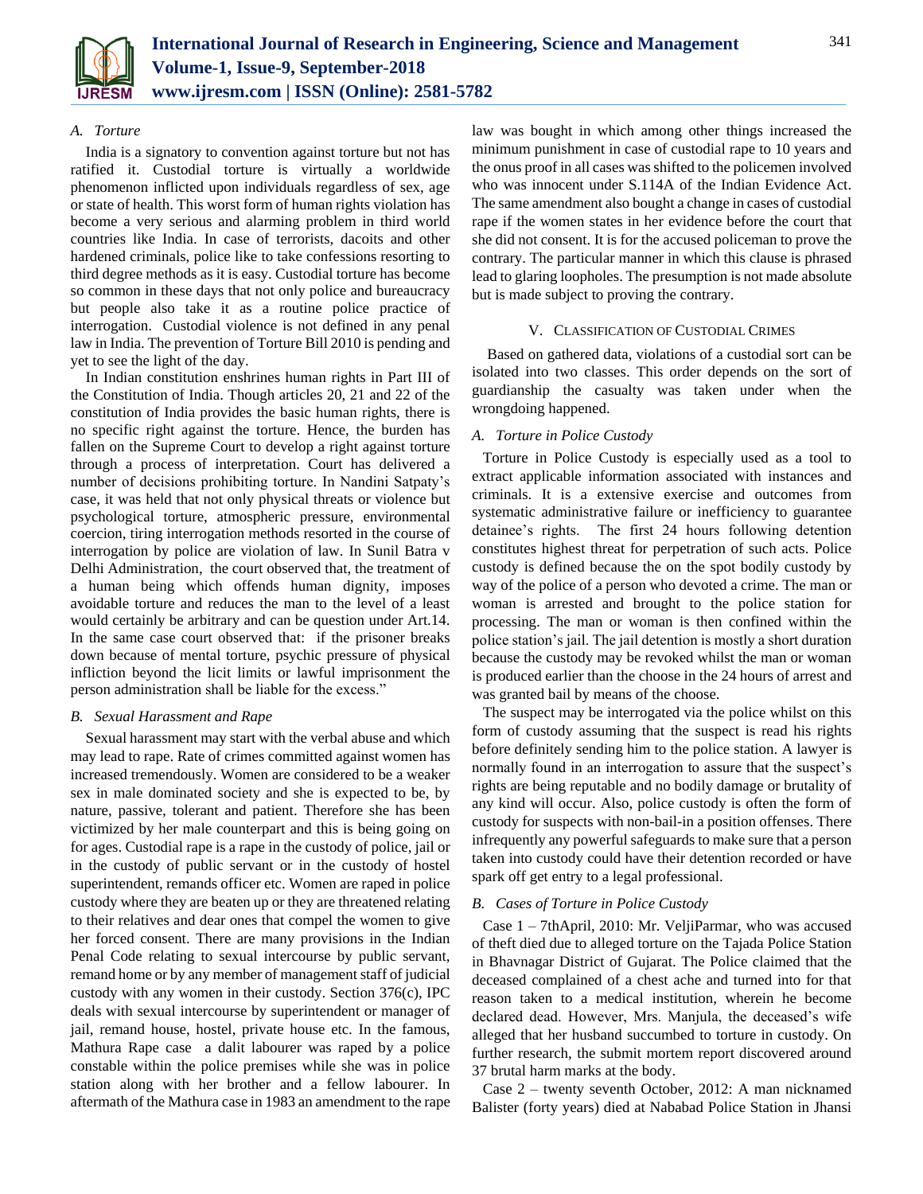### A. Torture

India is a signatory to convention against torture but not has ratified it. Custodial torture is virtually a worldwide phenomenon inflicted upon individuals regardless of sex, age or state of health. This worst form of human rights violation has become a very serious and alarming problem in third world countries like India. In case of terrorists, dacoits and other hardened criminals, police like to take confessions resorting to third degree methods as it is easy. Custodial torture has become so common in these days that not only police and bureaucracy but people also take it as a routine police practice of interrogation. Custodial violence is not defined in any penal law in India. The prevention of Torture Bill 2010 is pending and yet to see the light of the day.

In Indian constitution enshrines human rights in Part III of the Constitution of India. Though articles 20, 21 and 22 of the constitution of India provides the basic human rights, there is no specific right against the torture. Hence, the burden has fallen on the Supreme Court to develop a right against torture through a process of interpretation. Court has delivered a number of decisions prohibiting torture. In Nandini Satpaty's case, it was held that not only physical threats or violence but psychological torture, atmospheric pressure, environmental coercion, tiring interrogation methods resorted in the course of interrogation by police are violation of law. In Sunil Batra v Delhi Administration, the court observed that, the treatment of a human being which offends human dignity, imposes avoidable torture and reduces the man to the level of a least would certainly be arbitrary and can be question under Art.14. In the same case court observed that: if the prisoner breaks down because of mental torture, psychic pressure of physical infliction beyond the licit limits or lawful imprisonment the person administration shall be liable for the excess."

### B. Sexual Harassment and Rape

Sexual harassment may start with the verbal abuse and which may lead to rape. Rate of crimes committed against women has increased tremendously. Women are considered to be a weaker sex in male dominated society and she is expected to be, by nature, passive, tolerant and patient. Therefore she has been victimized by her male counterpart and this is being going on for ages. Custodial rape is a rape in the custody of police, jail or in the custody of public servant or in the custody of hostel superintendent, remands officer etc. Women are raped in police custody where they are beaten up or they are threatened relating to their relatives and dear ones that compel the women to give her forced consent. There are many provisions in the Indian Penal Code relating to sexual intercourse by public servant, remand home or by any member of management staff of judicial custody with any women in their custody. Section 376(c), IPC deals with sexual intercourse by superintendent or manager of jail, remand house, hostel, private house etc. In the famous, Mathura Rape case a dalit labourer was raped by a police constable within the police premises while she was in police station along with her brother and a fellow labourer. In aftermath of the Mathura case in 1983 an amendment to the rape law was bought in which among other things increased the minimum punishment in case of custodial rape to 10 years and the onus proof in all cases was shifted to the policemen involved who was innocent under S.114A of the Indian Evidence Act. The same amendment also bought a change in cases of custodial rape if the women states in her evidence before the court that she did not consent. It is for the accused policeman to prove the contrary. The particular manner in which this clause is phrased lead to glaring loopholes. The presumption is not made absolute but is made subject to proving the contrary.

## V. Classification of Custodial Crimes

Based on gathered data, violations of a custodial sort can be isolated into two classes. This order depends on the sort of guardianship the casualty was taken under when the wrongdoing happened.

### A. Torture in Police Custody

Torture in Police Custody is especially used as a tool to extract applicable information associated with instances and criminals. It is a extensive exercise and outcomes from systematic administrative failure or inefficiency to guarantee detainee's rights. The first 24 hours following detention constitutes highest threat for perpetration of such acts. Police custody is defined because the on the spot bodily custody by way of the police of a person who devoted a crime. The man or woman is arrested and brought to the police station for processing. The man or woman is then confined within the police station's jail. The jail detention is mostly a short duration because the custody may be revoked whilst the man or woman is produced earlier than the choose in the 24 hours of arrest and was granted bail by means of the choose.

The suspect may be interrogated via the police whilst on this form of custody assuming that the suspect is read his rights before definitely sending him to the police station. A lawyer is normally found in an interrogation to assure that the suspect's rights are being reputable and no bodily damage or brutality of any kind will occur. Also, police custody is often the form of custody for suspects with non-bail-in a position offenses. There infrequently any powerful safeguards to make sure that a person taken into custody could have their detention recorded or have spark off get entry to a legal professional.

### B. Cases of Torture in Police Custody

Case 1 – 7thApril, 2010: Mr. VeljiParmar, who was accused of theft died due to alleged torture on the Tajada Police Station in Bhavnagar District of Gujarat. The Police claimed that the deceased complained of a chest ache and turned into for that reason taken to a medical institution, wherein he become declared dead. However, Mrs. Manjula, the deceased's wife alleged that her husband succumbed to torture in custody. On further research, the submit mortem report discovered around 37 brutal harm marks at the body.

Case 2 – twenty seventh October, 2012: A man nicknamed Balister (forty years) died at Nababad Police Station in Jhansi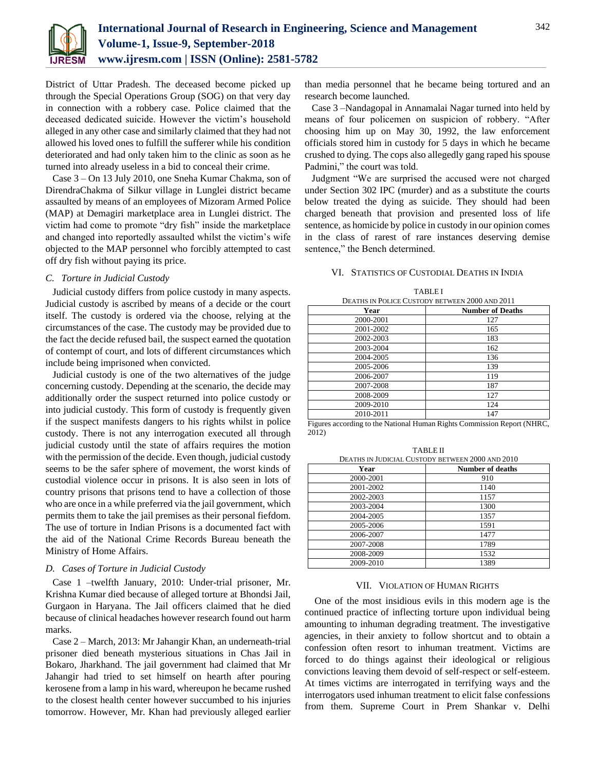District of Uttar Pradesh. The deceased become picked up through the Special Operations Group (SOG) on that very day in connection with a robbery case. Police claimed that the deceased dedicated suicide. However the victim's household alleged in any other case and similarly claimed that they had not allowed his loved ones to fulfill the sufferer while his condition deteriorated and had only taken him to the clinic as soon as he turned into already useless in a bid to conceal their crime.

Case 3 – On 13 July 2010, one Sneha Kumar Chakma, son of DirendraChakma of Silkur village in Lunglei district became assaulted by means of an employees of Mizoram Armed Police (MAP) at Demagiri marketplace area in Lunglei district. The victim had come to promote "dry fish" inside the marketplace and changed into reportedly assaulted whilst the victim's wife objected to the MAP personnel who forcibly attempted to cast off dry fish without paying its price.

### C. Torture in Judicial Custody

Judicial custody differs from police custody in many aspects. Judicial custody is ascribed by means of a decide or the court itself. The custody is ordered via the choose, relying at the circumstances of the case. The custody may be provided due to the fact the decide refused bail, the suspect earned the quotation of contempt of court, and lots of different circumstances which include being imprisoned when convicted.

Judicial custody is one of the two alternatives of the judge concerning custody. Depending at the scenario, the decide may additionally order the suspect returned into police custody or into judicial custody. This form of custody is frequently given if the suspect manifests dangers to his rights whilst in police custody. There is not any interrogation executed all through judicial custody until the state of affairs requires the motion with the permission of the decide. Even though, judicial custody seems to be the safer sphere of movement, the worst kinds of custodial violence occur in prisons. It is also seen in lots of country prisons that prisons tend to have a collection of those who are once in a while preferred via the jail government, which permits them to take the jail premises as their personal fiefdom. The use of torture in Indian Prisons is a documented fact with the aid of the National Crime Records Bureau beneath the Ministry of Home Affairs.

### D. Cases of Torture in Judicial Custody

Case 1 –twelfth January, 2010: Under-trial prisoner, Mr. Krishna Kumar died because of alleged torture at Bhondsi Jail, Gurgaon in Haryana. The Jail officers claimed that he died because of clinical headaches however research found out harm marks.

Case 2 – March, 2013: Mr Jahangir Khan, an underneath-trial prisoner died beneath mysterious situations in Chas Jail in Bokaro, Jharkhand. The jail government had claimed that Mr Jahangir had tried to set himself on hearth after pouring kerosene from a lamp in his ward, whereupon he became rushed to the closest health center however succumbed to his injuries tomorrow. However, Mr. Khan had previously alleged earlier than media personnel that he became being tortured and an research become launched.

Case 3 –Nandagopal in Annamalai Nagar turned into held by means of four policemen on suspicion of robbery. "After choosing him up on May 30, 1992, the law enforcement officials stored him in custody for 5 days in which he became crushed to dying. The cops also allegedly gang raped his spouse Padmini," the court was told.

Judgment "We are surprised the accused were not charged under Section 302 IPC (murder) and as a substitute the courts below treated the dying as suicide. They should had been charged beneath that provision and presented loss of life sentence, as homicide by police in custody in our opinion comes in the class of rarest of rare instances deserving demise sentence," the Bench determined.

## VI. Statistics of Custodial Deaths in India

TABLE I
DEATHS IN POLICE CUSTODY BETWEEN 2000 AND 2011

| Year | Number of Deaths |
|---|---|
| 2000-2001 | 127 |
| 2001-2002 | 165 |
| 2002-2003 | 183 |
| 2003-2004 | 162 |
| 2004-2005 | 136 |
| 2005-2006 | 139 |
| 2006-2007 | 119 |
| 2007-2008 | 187 |
| 2008-2009 | 127 |
| 2009-2010 | 124 |
| 2010-2011 | 147 |

Figures according to the National Human Rights Commission Report (NHRC, 2012)

TABLE II
DEATHS IN JUDICIAL CUSTODY BETWEEN 2000 AND 2010

| Year | Number of deaths |
|---|---|
| 2000-2001 | 910 |
| 2001-2002 | 1140 |
| 2002-2003 | 1157 |
| 2003-2004 | 1300 |
| 2004-2005 | 1357 |
| 2005-2006 | 1591 |
| 2006-2007 | 1477 |
| 2007-2008 | 1789 |
| 2008-2009 | 1532 |
| 2009-2010 | 1389 |

## VII. Violation of Human Rights

One of the most insidious evils in this modern age is the continued practice of inflecting torture upon individual being amounting to inhuman degrading treatment. The investigative agencies, in their anxiety to follow shortcut and to obtain a confession often resort to inhuman treatment. Victims are forced to do things against their ideological or religious convictions leaving them devoid of self-respect or self-esteem. At times victims are interrogated in terrifying ways and the interrogators used inhuman treatment to elicit false confessions from them. Supreme Court in Prem Shankar v. Delhi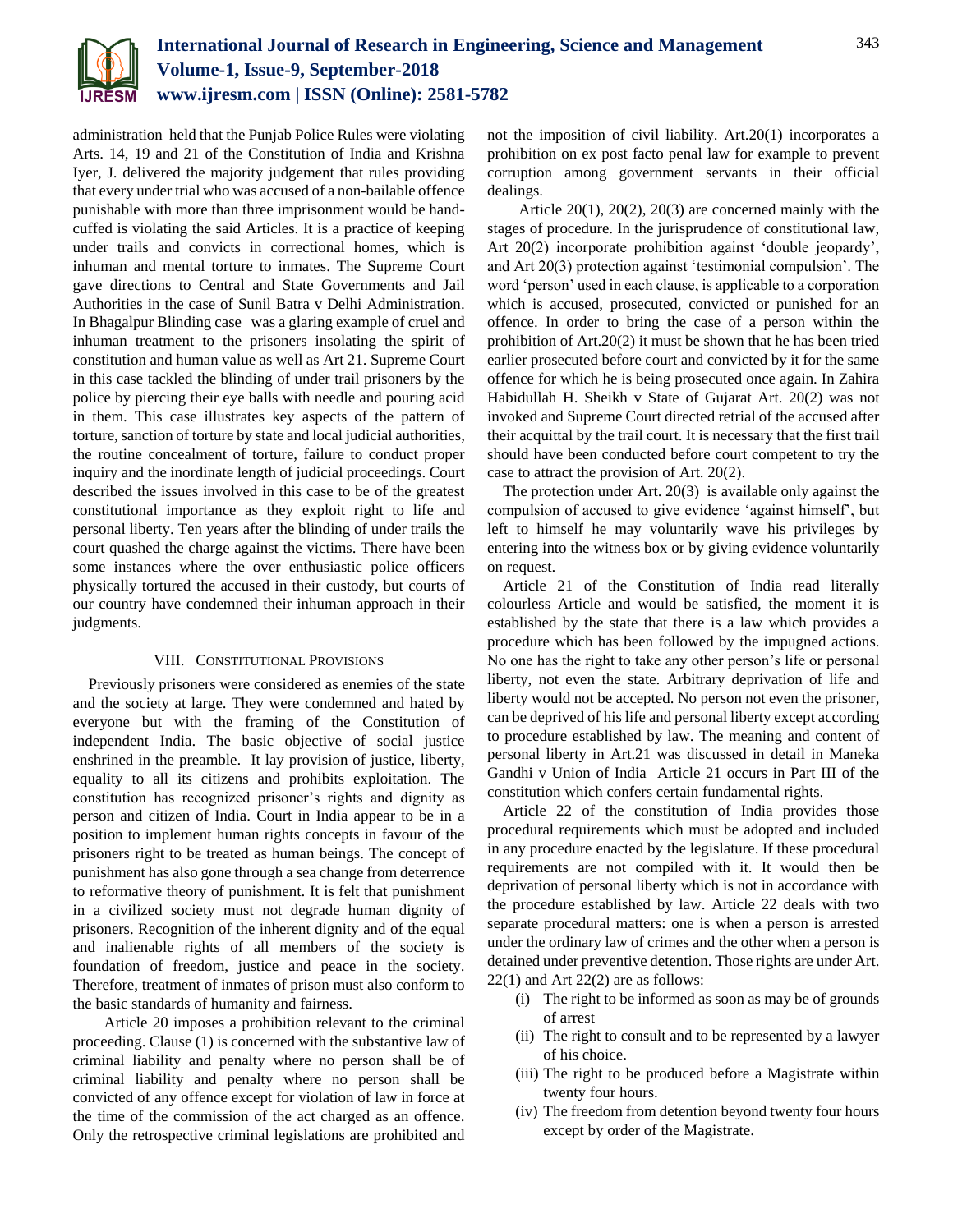administration held that the Punjab Police Rules were violating Arts. 14, 19 and 21 of the Constitution of India and Krishna Iyer, J. delivered the majority judgement that rules providing that every under trial who was accused of a non-bailable offence punishable with more than three imprisonment would be hand-cuffed is violating the said Articles. It is a practice of keeping under trails and convicts in correctional homes, which is inhuman and mental torture to inmates. The Supreme Court gave directions to Central and State Governments and Jail Authorities in the case of Sunil Batra v Delhi Administration. In Bhagalpur Blinding case was a glaring example of cruel and inhuman treatment to the prisoners insolating the spirit of constitution and human value as well as Art 21. Supreme Court in this case tackled the blinding of under trail prisoners by the police by piercing their eye balls with needle and pouring acid in them. This case illustrates key aspects of the pattern of torture, sanction of torture by state and local judicial authorities, the routine concealment of torture, failure to conduct proper inquiry and the inordinate length of judicial proceedings. Court described the issues involved in this case to be of the greatest constitutional importance as they exploit right to life and personal liberty. Ten years after the blinding of under trails the court quashed the charge against the victims. There have been some instances where the over enthusiastic police officers physically tortured the accused in their custody, but courts of our country have condemned their inhuman approach in their judgments.

## VIII. Constitutional Provisions

Previously prisoners were considered as enemies of the state and the society at large. They were condemned and hated by everyone but with the framing of the Constitution of independent India. The basic objective of social justice enshrined in the preamble. It lay provision of justice, liberty, equality to all its citizens and prohibits exploitation. The constitution has recognized prisoner's rights and dignity as person and citizen of India. Court in India appear to be in a position to implement human rights concepts in favour of the prisoners right to be treated as human beings. The concept of punishment has also gone through a sea change from deterrence to reformative theory of punishment. It is felt that punishment in a civilized society must not degrade human dignity of prisoners. Recognition of the inherent dignity and of the equal and inalienable rights of all members of the society is foundation of freedom, justice and peace in the society. Therefore, treatment of inmates of prison must also conform to the basic standards of humanity and fairness.

Article 20 imposes a prohibition relevant to the criminal proceeding. Clause (1) is concerned with the substantive law of criminal liability and penalty where no person shall be of criminal liability and penalty where no person shall be convicted of any offence except for violation of law in force at the time of the commission of the act charged as an offence. Only the retrospective criminal legislations are prohibited and not the imposition of civil liability. Art.20(1) incorporates a prohibition on ex post facto penal law for example to prevent corruption among government servants in their official dealings.

Article 20(1), 20(2), 20(3) are concerned mainly with the stages of procedure. In the jurisprudence of constitutional law, Art 20(2) incorporate prohibition against 'double jeopardy', and Art 20(3) protection against 'testimonial compulsion'. The word 'person' used in each clause, is applicable to a corporation which is accused, prosecuted, convicted or punished for an offence. In order to bring the case of a person within the prohibition of Art.20(2) it must be shown that he has been tried earlier prosecuted before court and convicted by it for the same offence for which he is being prosecuted once again. In Zahira Habidullah H. Sheikh v State of Gujarat Art. 20(2) was not invoked and Supreme Court directed retrial of the accused after their acquittal by the trail court. It is necessary that the first trail should have been conducted before court competent to try the case to attract the provision of Art. 20(2).

The protection under Art. 20(3) is available only against the compulsion of accused to give evidence 'against himself', but left to himself he may voluntarily wave his privileges by entering into the witness box or by giving evidence voluntarily on request.

Article 21 of the Constitution of India read literally colourless Article and would be satisfied, the moment it is established by the state that there is a law which provides a procedure which has been followed by the impugned actions. No one has the right to take any other person's life or personal liberty, not even the state. Arbitrary deprivation of life and liberty would not be accepted. No person not even the prisoner, can be deprived of his life and personal liberty except according to procedure established by law. The meaning and content of personal liberty in Art.21 was discussed in detail in Maneka Gandhi v Union of India Article 21 occurs in Part III of the constitution which confers certain fundamental rights.

Article 22 of the constitution of India provides those procedural requirements which must be adopted and included in any procedure enacted by the legislature. If these procedural requirements are not compiled with it. It would then be deprivation of personal liberty which is not in accordance with the procedure established by law. Article 22 deals with two separate procedural matters: one is when a person is arrested under the ordinary law of crimes and the other when a person is detained under preventive detention. Those rights are under Art. 22(1) and Art 22(2) are as follows:

(i) The right to be informed as soon as may be of grounds of arrest
(ii) The right to consult and to be represented by a lawyer of his choice.
(iii) The right to be produced before a Magistrate within twenty four hours.
(iv) The freedom from detention beyond twenty four hours except by order of the Magistrate.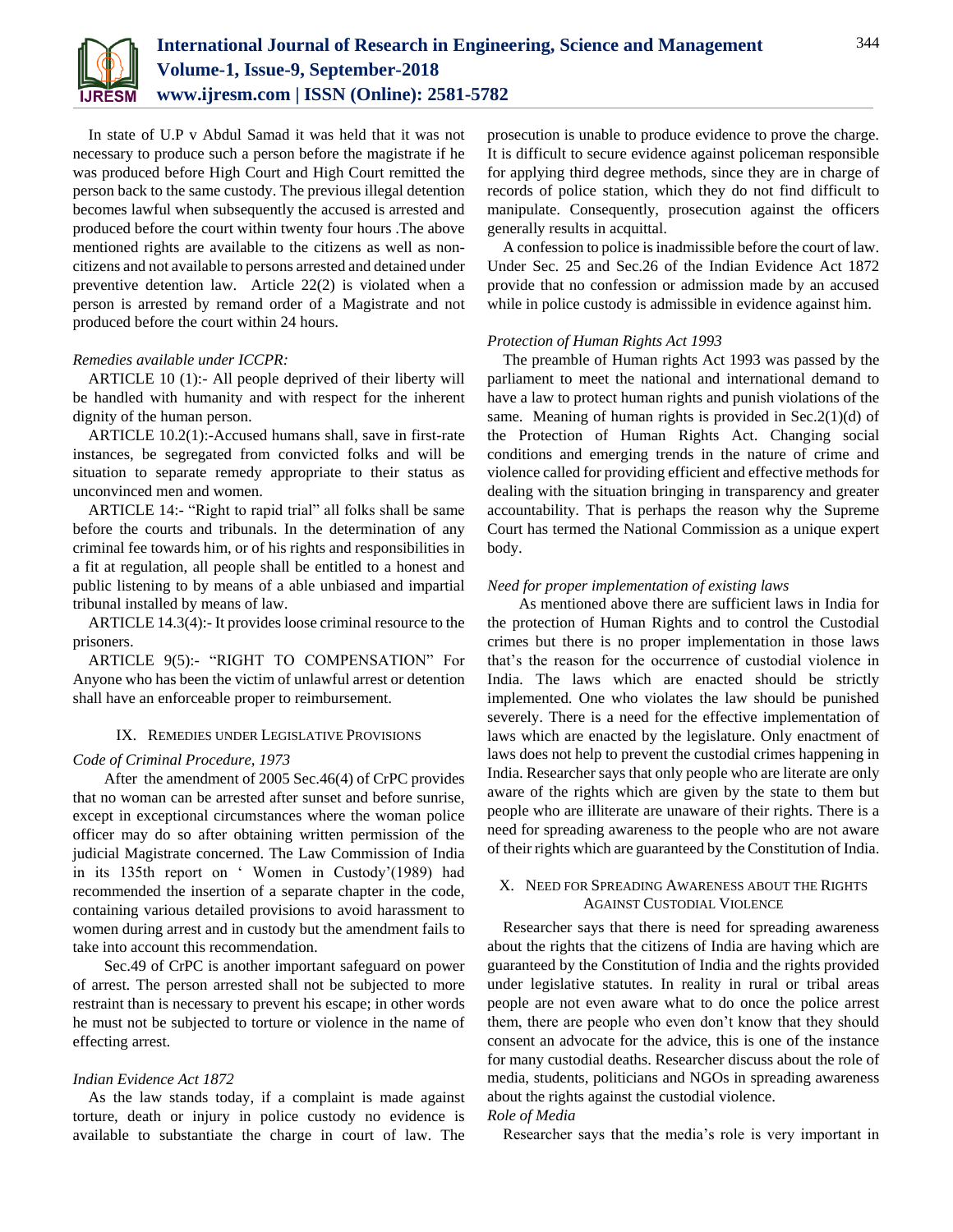In state of U.P v Abdul Samad it was held that it was not necessary to produce such a person before the magistrate if he was produced before High Court and High Court remitted the person back to the same custody. The previous illegal detention becomes lawful when subsequently the accused is arrested and produced before the court within twenty four hours .The above mentioned rights are available to the citizens as well as non-citizens and not available to persons arrested and detained under preventive detention law. Article 22(2) is violated when a person is arrested by remand order of a Magistrate and not produced before the court within 24 hours.

*Remedies available under ICCPR:*

ARTICLE 10 (1):- All people deprived of their liberty will be handled with humanity and with respect for the inherent dignity of the human person.

ARTICLE 10.2(1):-Accused humans shall, save in first-rate instances, be segregated from convicted folks and will be situation to separate remedy appropriate to their status as unconvinced men and women.

ARTICLE 14:- "Right to rapid trial" all folks shall be same before the courts and tribunals. In the determination of any criminal fee towards him, or of his rights and responsibilities in a fit at regulation, all people shall be entitled to a honest and public listening to by means of a able unbiased and impartial tribunal installed by means of law.

ARTICLE 14.3(4):- It provides loose criminal resource to the prisoners.

ARTICLE 9(5):- "RIGHT TO COMPENSATION" For Anyone who has been the victim of unlawful arrest or detention shall have an enforceable proper to reimbursement.

## IX. Remedies under Legislative Provisions

*Code of Criminal Procedure, 1973*

After the amendment of 2005 Sec.46(4) of CrPC provides that no woman can be arrested after sunset and before sunrise, except in exceptional circumstances where the woman police officer may do so after obtaining written permission of the judicial Magistrate concerned. The Law Commission of India in its 135th report on ' Women in Custody'(1989) had recommended the insertion of a separate chapter in the code, containing various detailed provisions to avoid harassment to women during arrest and in custody but the amendment fails to take into account this recommendation.

Sec.49 of CrPC is another important safeguard on power of arrest. The person arrested shall not be subjected to more restraint than is necessary to prevent his escape; in other words he must not be subjected to torture or violence in the name of effecting arrest.

*Indian Evidence Act 1872*

As the law stands today, if a complaint is made against torture, death or injury in police custody no evidence is available to substantiate the charge in court of law. The prosecution is unable to produce evidence to prove the charge. It is difficult to secure evidence against policeman responsible for applying third degree methods, since they are in charge of records of police station, which they do not find difficult to manipulate. Consequently, prosecution against the officers generally results in acquittal.

A confession to police is inadmissible before the court of law. Under Sec. 25 and Sec.26 of the Indian Evidence Act 1872 provide that no confession or admission made by an accused while in police custody is admissible in evidence against him.

*Protection of Human Rights Act 1993*

The preamble of Human rights Act 1993 was passed by the parliament to meet the national and international demand to have a law to protect human rights and punish violations of the same. Meaning of human rights is provided in Sec.2(1)(d) of the Protection of Human Rights Act. Changing social conditions and emerging trends in the nature of crime and violence called for providing efficient and effective methods for dealing with the situation bringing in transparency and greater accountability. That is perhaps the reason why the Supreme Court has termed the National Commission as a unique expert body.

*Need for proper implementation of existing laws*

As mentioned above there are sufficient laws in India for the protection of Human Rights and to control the Custodial crimes but there is no proper implementation in those laws that's the reason for the occurrence of custodial violence in India. The laws which are enacted should be strictly implemented. One who violates the law should be punished severely. There is a need for the effective implementation of laws which are enacted by the legislature. Only enactment of laws does not help to prevent the custodial crimes happening in India. Researcher says that only people who are literate are only aware of the rights which are given by the state to them but people who are illiterate are unaware of their rights. There is a need for spreading awareness to the people who are not aware of their rights which are guaranteed by the Constitution of India.

## X. Need for Spreading Awareness about the Rights Against Custodial Violence

Researcher says that there is need for spreading awareness about the rights that the citizens of India are having which are guaranteed by the Constitution of India and the rights provided under legislative statutes. In reality in rural or tribal areas people are not even aware what to do once the police arrest them, there are people who even don't know that they should consent an advocate for the advice, this is one of the instance for many custodial deaths. Researcher discuss about the role of media, students, politicians and NGOs in spreading awareness about the rights against the custodial violence.

*Role of Media*

Researcher says that the media's role is very important in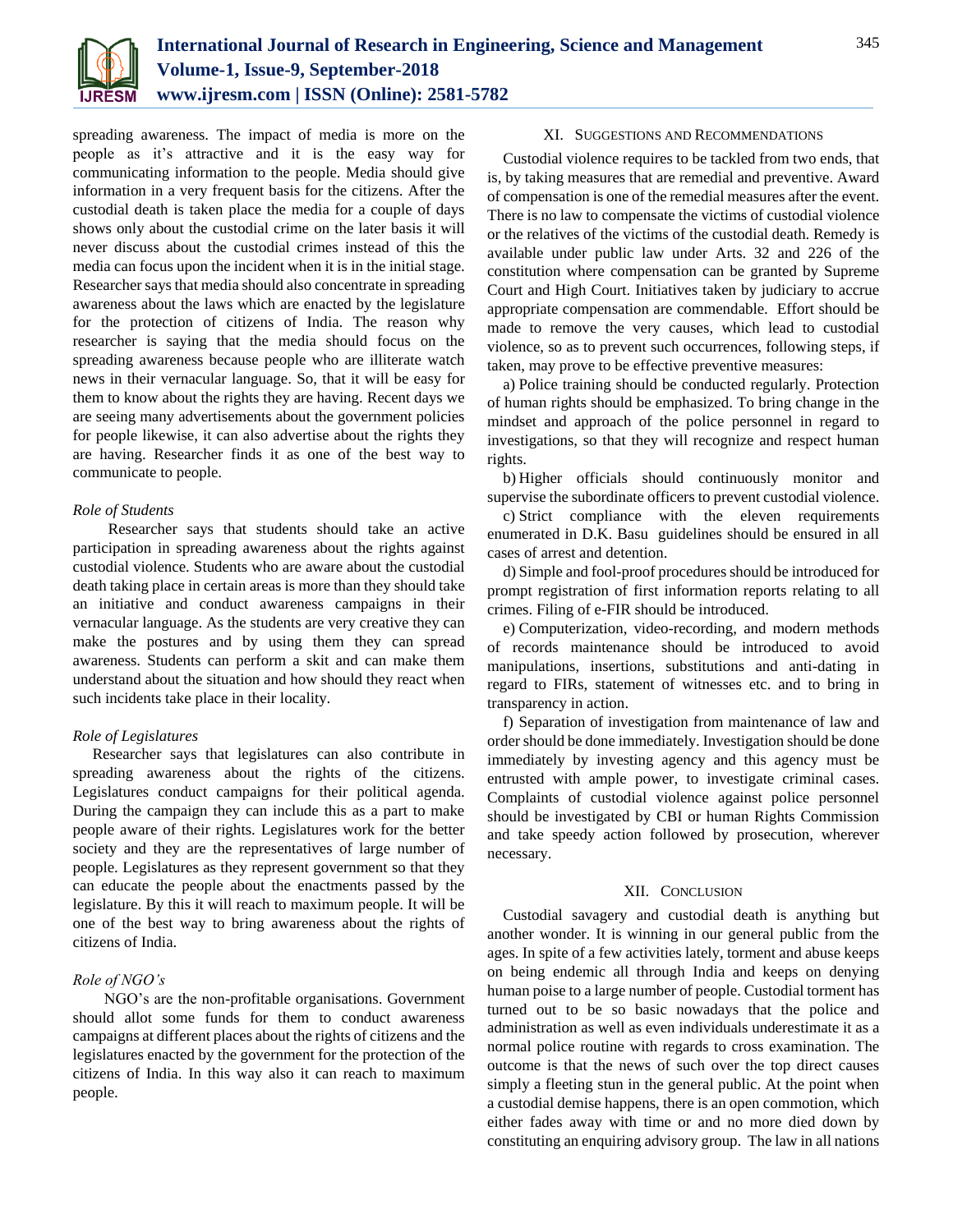spreading awareness. The impact of media is more on the people as it's attractive and it is the easy way for communicating information to the people. Media should give information in a very frequent basis for the citizens. After the custodial death is taken place the media for a couple of days shows only about the custodial crime on the later basis it will never discuss about the custodial crimes instead of this the media can focus upon the incident when it is in the initial stage. Researcher says that media should also concentrate in spreading awareness about the laws which are enacted by the legislature for the protection of citizens of India. The reason why researcher is saying that the media should focus on the spreading awareness because people who are illiterate watch news in their vernacular language. So, that it will be easy for them to know about the rights they are having. Recent days we are seeing many advertisements about the government policies for people likewise, it can also advertise about the rights they are having. Researcher finds it as one of the best way to communicate to people.

*Role of Students*

Researcher says that students should take an active participation in spreading awareness about the rights against custodial violence. Students who are aware about the custodial death taking place in certain areas is more than they should take an initiative and conduct awareness campaigns in their vernacular language. As the students are very creative they can make the postures and by using them they can spread awareness. Students can perform a skit and can make them understand about the situation and how should they react when such incidents take place in their locality.

*Role of Legislatures*

Researcher says that legislatures can also contribute in spreading awareness about the rights of the citizens. Legislatures conduct campaigns for their political agenda. During the campaign they can include this as a part to make people aware of their rights. Legislatures work for the better society and they are the representatives of large number of people. Legislatures as they represent government so that they can educate the people about the enactments passed by the legislature. By this it will reach to maximum people. It will be one of the best way to bring awareness about the rights of citizens of India.

*Role of NGO's*

NGO's are the non-profitable organisations. Government should allot some funds for them to conduct awareness campaigns at different places about the rights of citizens and the legislatures enacted by the government for the protection of the citizens of India. In this way also it can reach to maximum people.

## XI. Suggestions and Recommendations

Custodial violence requires to be tackled from two ends, that is, by taking measures that are remedial and preventive. Award of compensation is one of the remedial measures after the event. There is no law to compensate the victims of custodial violence or the relatives of the victims of the custodial death. Remedy is available under public law under Arts. 32 and 226 of the constitution where compensation can be granted by Supreme Court and High Court. Initiatives taken by judiciary to accrue appropriate compensation are commendable. Effort should be made to remove the very causes, which lead to custodial violence, so as to prevent such occurrences, following steps, if taken, may prove to be effective preventive measures:

a) Police training should be conducted regularly. Protection of human rights should be emphasized. To bring change in the mindset and approach of the police personnel in regard to investigations, so that they will recognize and respect human rights.

b) Higher officials should continuously monitor and supervise the subordinate officers to prevent custodial violence.

c) Strict compliance with the eleven requirements enumerated in D.K. Basu guidelines should be ensured in all cases of arrest and detention.

d) Simple and fool-proof procedures should be introduced for prompt registration of first information reports relating to all crimes. Filing of e-FIR should be introduced.

e) Computerization, video-recording, and modern methods of records maintenance should be introduced to avoid manipulations, insertions, substitutions and anti-dating in regard to FIRs, statement of witnesses etc. and to bring in transparency in action.

f) Separation of investigation from maintenance of law and order should be done immediately. Investigation should be done immediately by investing agency and this agency must be entrusted with ample power, to investigate criminal cases. Complaints of custodial violence against police personnel should be investigated by CBI or human Rights Commission and take speedy action followed by prosecution, wherever necessary.

## XII. Conclusion

Custodial savagery and custodial death is anything but another wonder. It is winning in our general public from the ages. In spite of a few activities lately, torment and abuse keeps on being endemic all through India and keeps on denying human poise to a large number of people. Custodial torment has turned out to be so basic nowadays that the police and administration as well as even individuals underestimate it as a normal police routine with regards to cross examination. The outcome is that the news of such over the top direct causes simply a fleeting stun in the general public. At the point when a custodial demise happens, there is an open commotion, which either fades away with time or and no more died down by constituting an enquiring advisory group. The law in all nations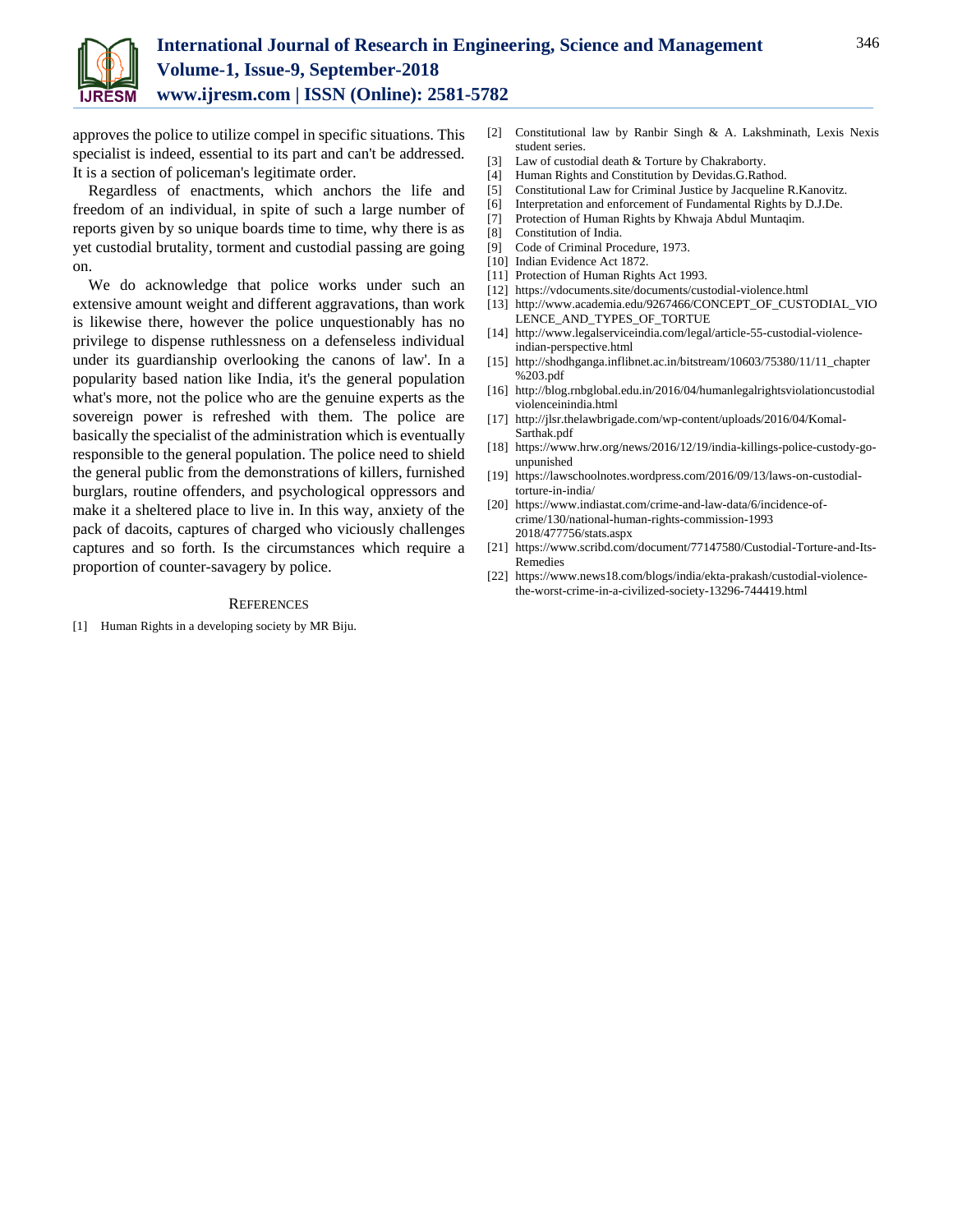approves the police to utilize compel in specific situations. This specialist is indeed, essential to its part and can't be addressed. It is a section of policeman's legitimate order.

Regardless of enactments, which anchors the life and freedom of an individual, in spite of such a large number of reports given by so unique boards time to time, why there is as yet custodial brutality, torment and custodial passing are going on.

We do acknowledge that police works under such an extensive amount weight and different aggravations, than work is likewise there, however the police unquestionably has no privilege to dispense ruthlessness on a defenseless individual under its guardianship overlooking the canons of law'. In a popularity based nation like India, it's the general population what's more, not the police who are the genuine experts as the sovereign power is refreshed with them. The police are basically the specialist of the administration which is eventually responsible to the general population. The police need to shield the general public from the demonstrations of killers, furnished burglars, routine offenders, and psychological oppressors and make it a sheltered place to live in. In this way, anxiety of the pack of dacoits, captures of charged who viciously challenges captures and so forth. Is the circumstances which require a proportion of counter-savagery by police.

## References

[1] Human Rights in a developing society by MR Biju.
[2] Constitutional law by Ranbir Singh & A. Lakshminath, Lexis Nexis student series.
[3] Law of custodial death & Torture by Chakraborty.
[4] Human Rights and Constitution by Devidas.G.Rathod.
[5] Constitutional Law for Criminal Justice by Jacqueline R.Kanovitz.
[6] Interpretation and enforcement of Fundamental Rights by D.J.De.
[7] Protection of Human Rights by Khwaja Abdul Muntaqim.
[8] Constitution of India.
[9] Code of Criminal Procedure, 1973.
[10] Indian Evidence Act 1872.
[11] Protection of Human Rights Act 1993.
[12] https://vdocuments.site/documents/custodial-violence.html
[13] http://www.academia.edu/9267466/CONCEPT_OF_CUSTODIAL_VIOLENCE_AND_TYPES_OF_TORTUE
[14] http://www.legalserviceindia.com/legal/article-55-custodial-violence-indian-perspective.html
[15] http://shodhganga.inflibnet.ac.in/bitstream/10603/75380/11/11_chapter%203.pdf
[16] http://blog.rnbglobal.edu.in/2016/04/humanlegalrightsviolationcustodialviolenceinindia.html
[17] http://jlsr.thelawbrigade.com/wp-content/uploads/2016/04/Komal-Sarthak.pdf
[18] https://www.hrw.org/news/2016/12/19/india-killings-police-custody-go-unpunished
[19] https://lawschoolnotes.wordpress.com/2016/09/13/laws-on-custodial-torture-in-india/
[20] https://www.indiastat.com/crime-and-law-data/6/incidence-of-crime/130/national-human-rights-commission-1993 2018/477756/stats.aspx
[21] https://www.scribd.com/document/77147580/Custodial-Torture-and-Its-Remedies
[22] https://www.news18.com/blogs/india/ekta-prakash/custodial-violence-the-worst-crime-in-a-civilized-society-13296-744419.html